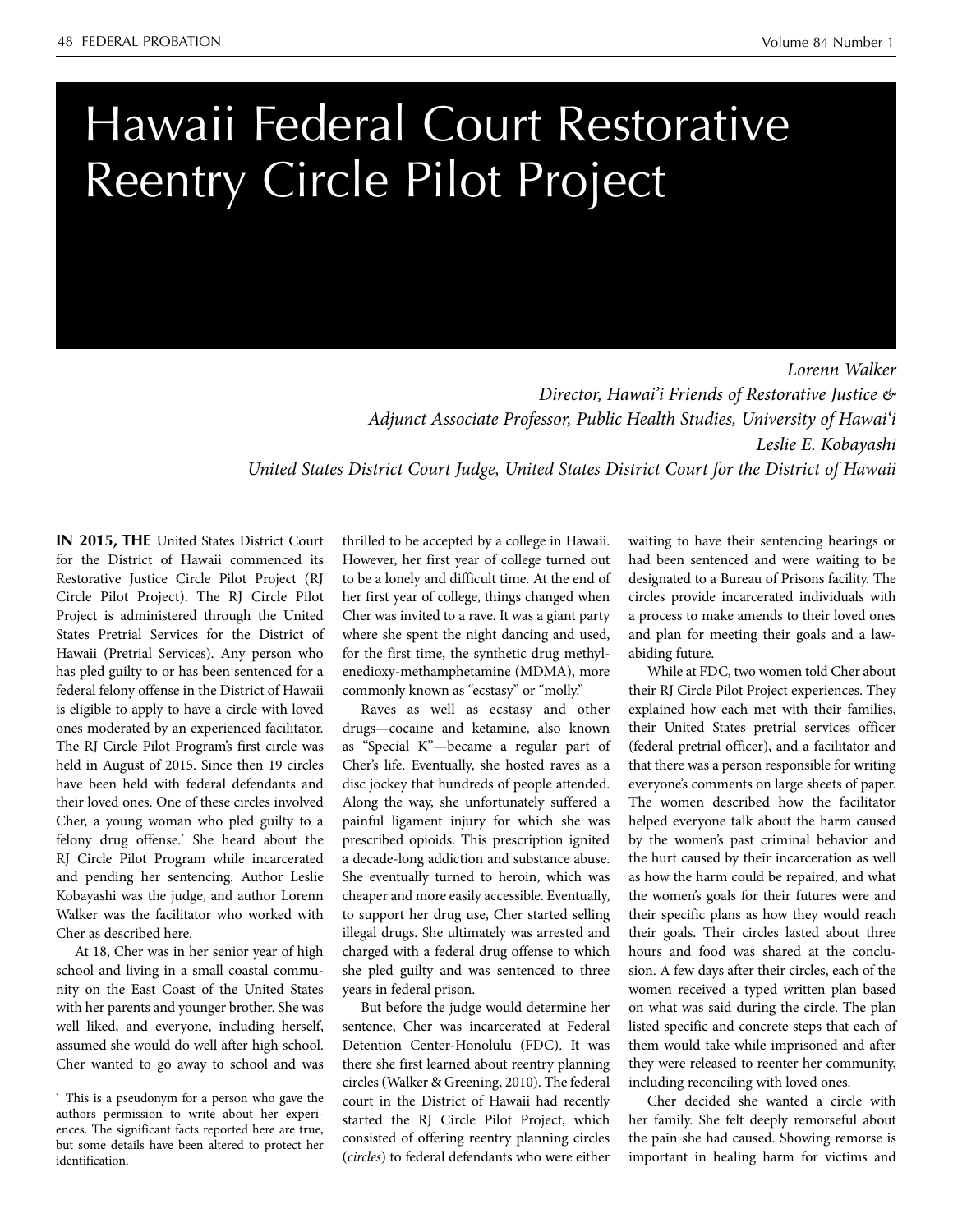# Hawaii Federal Court Restorative Reentry Circle Pilot Project

*Lorenn Walker*
*Director, Hawai'i Friends of Restorative Justice &*
*Adjunct Associate Professor, Public Health Studies, University of Hawai'i*
*Leslie E. Kobayashi*
*United States District Court Judge, United States District Court for the District of Hawaii*

**IN 2015, THE** United States District Court for the District of Hawaii commenced its Restorative Justice Circle Pilot Project (RJ Circle Pilot Project). The RJ Circle Pilot Project is administered through the United States Pretrial Services for the District of Hawaii (Pretrial Services). Any person who has pled guilty to or has been sentenced for a federal felony offense in the District of Hawaii is eligible to apply to have a circle with loved ones moderated by an experienced facilitator. The RJ Circle Pilot Program's first circle was held in August of 2015. Since then 19 circles have been held with federal defendants and their loved ones. One of these circles involved Cher, a young woman who pled guilty to a felony drug offense.* She heard about the RJ Circle Pilot Program while incarcerated and pending her sentencing. Author Leslie Kobayashi was the judge, and author Lorenn Walker was the facilitator who worked with Cher as described here.

At 18, Cher was in her senior year of high school and living in a small coastal community on the East Coast of the United States with her parents and younger brother. She was well liked, and everyone, including herself, assumed she would do well after high school. Cher wanted to go away to school and was thrilled to be accepted by a college in Hawaii. However, her first year of college turned out to be a lonely and difficult time. At the end of her first year of college, things changed when Cher was invited to a rave. It was a giant party where she spent the night dancing and used, for the first time, the synthetic drug methylenedioxy-methamphetamine (MDMA), more commonly known as "ecstasy" or "molly."

Raves as well as ecstasy and other drugs—cocaine and ketamine, also known as "Special K"—became a regular part of Cher's life. Eventually, she hosted raves as a disc jockey that hundreds of people attended. Along the way, she unfortunately suffered a painful ligament injury for which she was prescribed opioids. This prescription ignited a decade-long addiction and substance abuse. She eventually turned to heroin, which was cheaper and more easily accessible. Eventually, to support her drug use, Cher started selling illegal drugs. She ultimately was arrested and charged with a federal drug offense to which she pled guilty and was sentenced to three years in federal prison.

But before the judge would determine her sentence, Cher was incarcerated at Federal Detention Center-Honolulu (FDC). It was there she first learned about reentry planning circles (Walker & Greening, 2010). The federal court in the District of Hawaii had recently started the RJ Circle Pilot Project, which consisted of offering reentry planning circles (*circles*) to federal defendants who were either waiting to have their sentencing hearings or had been sentenced and were waiting to be designated to a Bureau of Prisons facility. The circles provide incarcerated individuals with a process to make amends to their loved ones and plan for meeting their goals and a law-abiding future.

While at FDC, two women told Cher about their RJ Circle Pilot Project experiences. They explained how each met with their families, their United States pretrial services officer (federal pretrial officer), and a facilitator and that there was a person responsible for writing everyone's comments on large sheets of paper. The women described how the facilitator helped everyone talk about the harm caused by the women's past criminal behavior and the hurt caused by their incarceration as well as how the harm could be repaired, and what the women's goals for their futures were and their specific plans as how they would reach their goals. Their circles lasted about three hours and food was shared at the conclusion. A few days after their circles, each of the women received a typed written plan based on what was said during the circle. The plan listed specific and concrete steps that each of them would take while imprisoned and after they were released to reenter her community, including reconciling with loved ones.

Cher decided she wanted a circle with her family. She felt deeply remorseful about the pain she had caused. Showing remorse is important in healing harm for victims and

---

* This is a pseudonym for a person who gave the authors permission to write about her experiences. The significant facts reported here are true, but some details have been altered to protect her identification.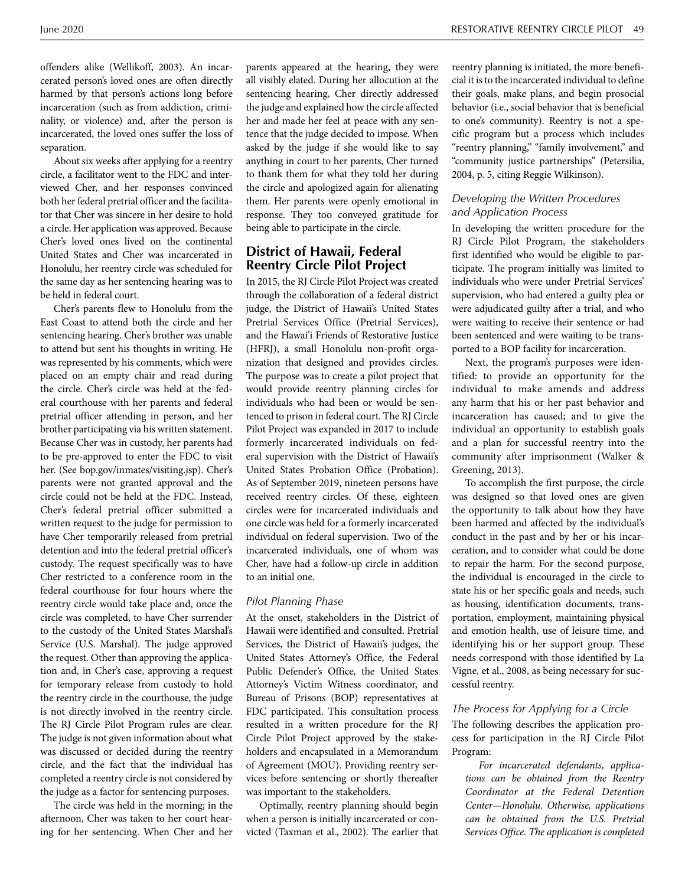offenders alike (Wellikoff, 2003). An incarcerated person's loved ones are often directly harmed by that person's actions long before incarceration (such as from addiction, criminality, or violence) and, after the person is incarcerated, the loved ones suffer the loss of separation.

About six weeks after applying for a reentry circle, a facilitator went to the FDC and interviewed Cher, and her responses convinced both her federal pretrial officer and the facilitator that Cher was sincere in her desire to hold a circle. Her application was approved. Because Cher's loved ones lived on the continental United States and Cher was incarcerated in Honolulu, her reentry circle was scheduled for the same day as her sentencing hearing was to be held in federal court.

Cher's parents flew to Honolulu from the East Coast to attend both the circle and her sentencing hearing. Cher's brother was unable to attend but sent his thoughts in writing. He was represented by his comments, which were placed on an empty chair and read during the circle. Cher's circle was held at the federal courthouse with her parents and federal pretrial officer attending in person, and her brother participating via his written statement. Because Cher was in custody, her parents had to be pre-approved to enter the FDC to visit her. (See bop.gov/inmates/visiting.jsp). Cher's parents were not granted approval and the circle could not be held at the FDC. Instead, Cher's federal pretrial officer submitted a written request to the judge for permission to have Cher temporarily released from pretrial detention and into the federal pretrial officer's custody. The request specifically was to have Cher restricted to a conference room in the federal courthouse for four hours where the reentry circle would take place and, once the circle was completed, to have Cher surrender to the custody of the United States Marshal's Service (U.S. Marshal). The judge approved the request. Other than approving the application and, in Cher's case, approving a request for temporary release from custody to hold the reentry circle in the courthouse, the judge is not directly involved in the reentry circle. The RJ Circle Pilot Program rules are clear. The judge is not given information about what was discussed or decided during the reentry circle, and the fact that the individual has completed a reentry circle is not considered by the judge as a factor for sentencing purposes.

The circle was held in the morning; in the afternoon, Cher was taken to her court hearing for her sentencing. When Cher and her parents appeared at the hearing, they were all visibly elated. During her allocution at the sentencing hearing, Cher directly addressed the judge and explained how the circle affected her and made her feel at peace with any sentence that the judge decided to impose. When asked by the judge if she would like to say anything in court to her parents, Cher turned to thank them for what they told her during the circle and apologized again for alienating them. Her parents were openly emotional in response. They too conveyed gratitude for being able to participate in the circle.

## District of Hawaii, Federal Reentry Circle Pilot Project

In 2015, the RJ Circle Pilot Project was created through the collaboration of a federal district judge, the District of Hawaii's United States Pretrial Services Office (Pretrial Services), and the Hawai'i Friends of Restorative Justice (HFRJ), a small Honolulu non-profit organization that designed and provides circles. The purpose was to create a pilot project that would provide reentry planning circles for individuals who had been or would be sentenced to prison in federal court. The RJ Circle Pilot Project was expanded in 2017 to include formerly incarcerated individuals on federal supervision with the District of Hawaii's United States Probation Office (Probation). As of September 2019, nineteen persons have received reentry circles. Of these, eighteen circles were for incarcerated individuals and one circle was held for a formerly incarcerated individual on federal supervision. Two of the incarcerated individuals, one of whom was Cher, have had a follow-up circle in addition to an initial one.

### Pilot Planning Phase

At the onset, stakeholders in the District of Hawaii were identified and consulted. Pretrial Services, the District of Hawaii's judges, the United States Attorney's Office, the Federal Public Defender's Office, the United States Attorney's Victim Witness coordinator, and Bureau of Prisons (BOP) representatives at FDC participated. This consultation process resulted in a written procedure for the RJ Circle Pilot Project approved by the stakeholders and encapsulated in a Memorandum of Agreement (MOU). Providing reentry services before sentencing or shortly thereafter was important to the stakeholders.

Optimally, reentry planning should begin when a person is initially incarcerated or convicted (Taxman et al., 2002). The earlier that reentry planning is initiated, the more beneficial it is to the incarcerated individual to define their goals, make plans, and begin prosocial behavior (i.e., social behavior that is beneficial to one's community). Reentry is not a specific program but a process which includes "reentry planning," "family involvement," and "community justice partnerships" (Petersilia, 2004, p. 5, citing Reggie Wilkinson).

### Developing the Written Procedures and Application Process

In developing the written procedure for the RJ Circle Pilot Program, the stakeholders first identified who would be eligible to participate. The program initially was limited to individuals who were under Pretrial Services' supervision, who had entered a guilty plea or were adjudicated guilty after a trial, and who were waiting to receive their sentence or had been sentenced and were waiting to be transported to a BOP facility for incarceration.

Next, the program's purposes were identified: to provide an opportunity for the individual to make amends and address any harm that his or her past behavior and incarceration has caused; and to give the individual an opportunity to establish goals and a plan for successful reentry into the community after imprisonment (Walker & Greening, 2013).

To accomplish the first purpose, the circle was designed so that loved ones are given the opportunity to talk about how they have been harmed and affected by the individual's conduct in the past and by her or his incarceration, and to consider what could be done to repair the harm. For the second purpose, the individual is encouraged in the circle to state his or her specific goals and needs, such as housing, identification documents, transportation, employment, maintaining physical and emotion health, use of leisure time, and identifying his or her support group. These needs correspond with those identified by La Vigne, et al., 2008, as being necessary for successful reentry.

### The Process for Applying for a Circle

The following describes the application process for participation in the RJ Circle Pilot Program:

> *For incarcerated defendants, applications can be obtained from the Reentry Coordinator at the Federal Detention Center—Honolulu. Otherwise, applications can be obtained from the U.S. Pretrial Services Office. The application is completed*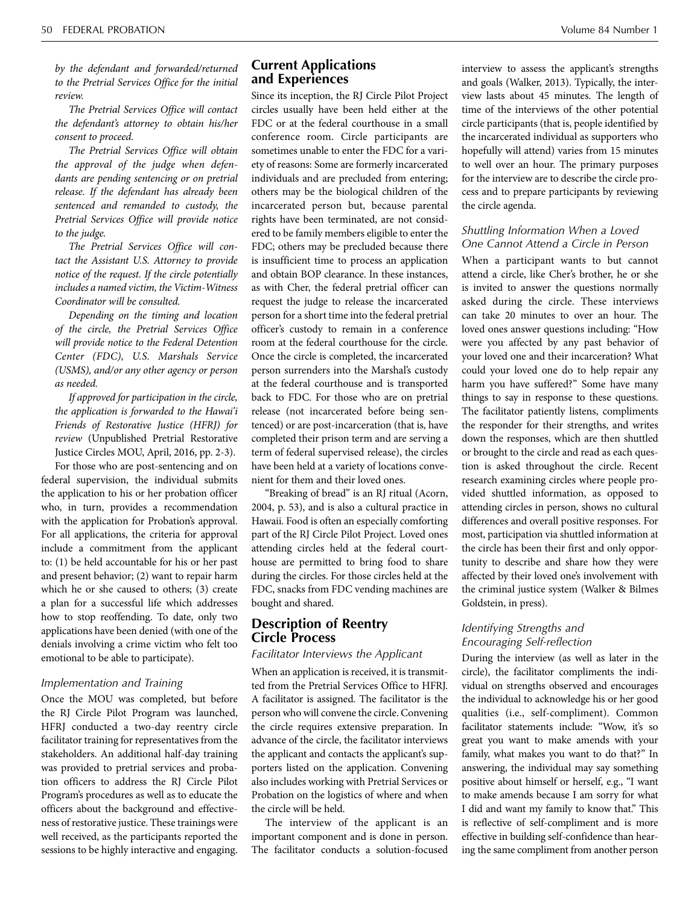*by the defendant and forwarded/returned to the Pretrial Services Office for the initial review.*

*The Pretrial Services Office will contact the defendant's attorney to obtain his/her consent to proceed.*

*The Pretrial Services Office will obtain the approval of the judge when defendants are pending sentencing or on pretrial release. If the defendant has already been sentenced and remanded to custody, the Pretrial Services Office will provide notice to the judge.*

*The Pretrial Services Office will contact the Assistant U.S. Attorney to provide notice of the request. If the circle potentially includes a named victim, the Victim-Witness Coordinator will be consulted.*

*Depending on the timing and location of the circle, the Pretrial Services Office will provide notice to the Federal Detention Center (FDC), U.S. Marshals Service (USMS), and/or any other agency or person as needed.*

*If approved for participation in the circle, the application is forwarded to the Hawai'i Friends of Restorative Justice (HFRJ) for review* (Unpublished Pretrial Restorative Justice Circles MOU, April, 2016, pp. 2-3).

For those who are post-sentencing and on federal supervision, the individual submits the application to his or her probation officer who, in turn, provides a recommendation with the application for Probation's approval. For all applications, the criteria for approval include a commitment from the applicant to: (1) be held accountable for his or her past and present behavior; (2) want to repair harm which he or she caused to others; (3) create a plan for a successful life which addresses how to stop reoffending. To date, only two applications have been denied (with one of the denials involving a crime victim who felt too emotional to be able to participate).

### Implementation and Training

Once the MOU was completed, but before the RJ Circle Pilot Project was launched, HFRJ conducted a two-day reentry circle facilitator training for representatives from the stakeholders. An additional half-day training was provided to pretrial services and probation officers to address the RJ Circle Pilot Program's procedures as well as to educate the officers about the background and effectiveness of restorative justice. These trainings were well received, as the participants reported the sessions to be highly interactive and engaging.

## Current Applications and Experiences

Since its inception, the RJ Circle Pilot Project circles usually have been held either at the FDC or at the federal courthouse in a small conference room. Circle participants are sometimes unable to enter the FDC for a variety of reasons: Some are formerly incarcerated individuals and are precluded from entering; others may be the biological children of the incarcerated person but, because parental rights have been terminated, are not considered to be family members eligible to enter the FDC; others may be precluded because there is insufficient time to process an application and obtain BOP clearance. In these instances, as with Cher, the federal pretrial officer can request the judge to release the incarcerated person for a short time into the federal pretrial officer's custody to remain in a conference room at the federal courthouse for the circle. Once the circle is completed, the incarcerated person surrenders into the Marshal's custody at the federal courthouse and is transported back to FDC. For those who are on pretrial release (not incarcerated before being sentenced) or are post-incarceration (that is, have completed their prison term and are serving a term of federal supervised release), the circles have been held at a variety of locations convenient for them and their loved ones.

"Breaking of bread" is an RJ ritual (Acorn, 2004, p. 53), and is also a cultural practice in Hawaii. Food is often an especially comforting part of the RJ Circle Pilot Project. Loved ones attending circles held at the federal courthouse are permitted to bring food to share during the circles. For those circles held at the FDC, snacks from FDC vending machines are bought and shared.

## Description of Reentry Circle Process

### Facilitator Interviews the Applicant

When an application is received, it is transmitted from the Pretrial Services Office to HFRJ. A facilitator is assigned. The facilitator is the person who will convene the circle. Convening the circle requires extensive preparation. In advance of the circle, the facilitator interviews the applicant and contacts the applicant's supporters listed on the application. Convening also includes working with Pretrial Services or Probation on the logistics of where and when the circle will be held.

The interview of the applicant is an important component and is done in person. The facilitator conducts a solution-focused interview to assess the applicant's strengths and goals (Walker, 2013). Typically, the interview lasts about 45 minutes. The length of time of the interviews of the other potential circle participants (that is, people identified by the incarcerated individual as supporters who hopefully will attend) varies from 15 minutes to well over an hour. The primary purposes for the interview are to describe the circle process and to prepare participants by reviewing the circle agenda.

### Shuttling Information When a Loved One Cannot Attend a Circle in Person

When a participant wants to but cannot attend a circle, like Cher's brother, he or she is invited to answer the questions normally asked during the circle. These interviews can take 20 minutes to over an hour. The loved ones answer questions including: "How were you affected by any past behavior of your loved one and their incarceration? What could your loved one do to help repair any harm you have suffered?" Some have many things to say in response to these questions. The facilitator patiently listens, compliments the responder for their strengths, and writes down the responses, which are then shuttled or brought to the circle and read as each question is asked throughout the circle. Recent research examining circles where people provided shuttled information, as opposed to attending circles in person, shows no cultural differences and overall positive responses. For most, participation via shuttled information at the circle has been their first and only opportunity to describe and share how they were affected by their loved one's involvement with the criminal justice system (Walker & Bilmes Goldstein, in press).

### Identifying Strengths and Encouraging Self-reflection

During the interview (as well as later in the circle), the facilitator compliments the individual on strengths observed and encourages the individual to acknowledge his or her good qualities (i.e., self-compliment). Common facilitator statements include: "Wow, it's so great you want to make amends with your family, what makes you want to do that?" In answering, the individual may say something positive about himself or herself, e.g., "I want to make amends because I am sorry for what I did and want my family to know that." This is reflective of self-compliment and is more effective in building self-confidence than hearing the same compliment from another person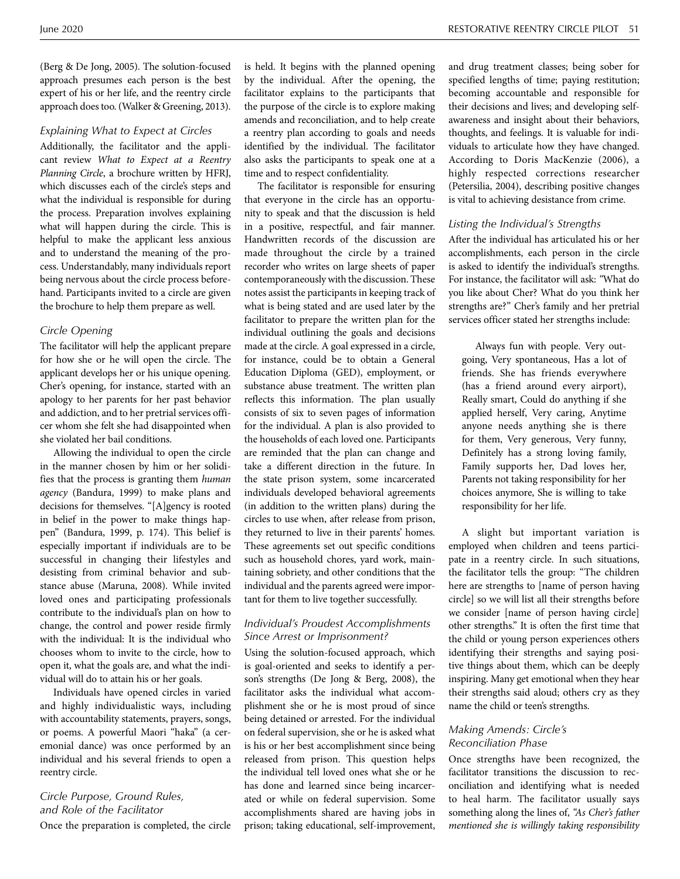(Berg & De Jong, 2005). The solution-focused approach presumes each person is the best expert of his or her life, and the reentry circle approach does too. (Walker & Greening, 2013).

### *Explaining What to Expect at Circles*

Additionally, the facilitator and the applicant review *What to Expect at a Reentry Planning Circle*, a brochure written by HFRJ, which discusses each of the circle's steps and what the individual is responsible for during the process. Preparation involves explaining what will happen during the circle. This is helpful to make the applicant less anxious and to understand the meaning of the process. Understandably, many individuals report being nervous about the circle process beforehand. Participants invited to a circle are given the brochure to help them prepare as well.

### *Circle Opening*

The facilitator will help the applicant prepare for how she or he will open the circle. The applicant develops her or his unique opening. Cher's opening, for instance, started with an apology to her parents for her past behavior and addiction, and to her pretrial services officer whom she felt she had disappointed when she violated her bail conditions.

Allowing the individual to open the circle in the manner chosen by him or her solidifies that the process is granting them *human agency* (Bandura, 1999) to make plans and decisions for themselves. "[A]gency is rooted in belief in the power to make things happen" (Bandura, 1999, p. 174). This belief is especially important if individuals are to be successful in changing their lifestyles and desisting from criminal behavior and substance abuse (Maruna, 2008). While invited loved ones and participating professionals contribute to the individual's plan on how to change, the control and power reside firmly with the individual: It is the individual who chooses whom to invite to the circle, how to open it, what the goals are, and what the individual will do to attain his or her goals.

Individuals have opened circles in varied and highly individualistic ways, including with accountability statements, prayers, songs, or poems. A powerful Maori "haka" (a ceremonial dance) was once performed by an individual and his several friends to open a reentry circle.

### *Circle Purpose, Ground Rules, and Role of the Facilitator*

Once the preparation is completed, the circle is held. It begins with the planned opening by the individual. After the opening, the facilitator explains to the participants that the purpose of the circle is to explore making amends and reconciliation, and to help create a reentry plan according to goals and needs identified by the individual. The facilitator also asks the participants to speak one at a time and to respect confidentiality.

The facilitator is responsible for ensuring that everyone in the circle has an opportunity to speak and that the discussion is held in a positive, respectful, and fair manner. Handwritten records of the discussion are made throughout the circle by a trained recorder who writes on large sheets of paper contemporaneously with the discussion. These notes assist the participants in keeping track of what is being stated and are used later by the facilitator to prepare the written plan for the individual outlining the goals and decisions made at the circle. A goal expressed in a circle, for instance, could be to obtain a General Education Diploma (GED), employment, or substance abuse treatment. The written plan reflects this information. The plan usually consists of six to seven pages of information for the individual. A plan is also provided to the households of each loved one. Participants are reminded that the plan can change and take a different direction in the future. In the state prison system, some incarcerated individuals developed behavioral agreements (in addition to the written plans) during the circles to use when, after release from prison, they returned to live in their parents' homes. These agreements set out specific conditions such as household chores, yard work, maintaining sobriety, and other conditions that the individual and the parents agreed were important for them to live together successfully.

### *Individual's Proudest Accomplishments Since Arrest or Imprisonment?*

Using the solution-focused approach, which is goal-oriented and seeks to identify a person's strengths (De Jong & Berg, 2008), the facilitator asks the individual what accomplishment she or he is most proud of since being detained or arrested. For the individual on federal supervision, she or he is asked what is his or her best accomplishment since being released from prison. This question helps the individual tell loved ones what she or he has done and learned since being incarcerated or while on federal supervision. Some accomplishments shared are having jobs in prison; taking educational, self-improvement, and drug treatment classes; being sober for specified lengths of time; paying restitution; becoming accountable and responsible for their decisions and lives; and developing self-awareness and insight about their behaviors, thoughts, and feelings. It is valuable for individuals to articulate how they have changed. According to Doris MacKenzie (2006), a highly respected corrections researcher (Petersilia, 2004), describing positive changes is vital to achieving desistance from crime.

### *Listing the Individual's Strengths*

After the individual has articulated his or her accomplishments, each person in the circle is asked to identify the individual's strengths. For instance, the facilitator will ask: "What do you like about Cher? What do you think her strengths are?" Cher's family and her pretrial services officer stated her strengths include:

> Always fun with people. Very outgoing, Very spontaneous, Has a lot of friends. She has friends everywhere (has a friend around every airport), Really smart, Could do anything if she applied herself, Very caring, Anytime anyone needs anything she is there for them, Very generous, Very funny, Definitely has a strong loving family, Family supports her, Dad loves her, Parents not taking responsibility for her choices anymore, She is willing to take responsibility for her life.

A slight but important variation is employed when children and teens participate in a reentry circle. In such situations, the facilitator tells the group: "The children here are strengths to [name of person having circle] so we will list all their strengths before we consider [name of person having circle] other strengths." It is often the first time that the child or young person experiences others identifying their strengths and saying positive things about them, which can be deeply inspiring. Many get emotional when they hear their strengths said aloud; others cry as they name the child or teen's strengths.

### *Making Amends: Circle's Reconciliation Phase*

Once strengths have been recognized, the facilitator transitions the discussion to reconciliation and identifying what is needed to heal harm. The facilitator usually says something along the lines of, *"As Cher's father mentioned she is willingly taking responsibility*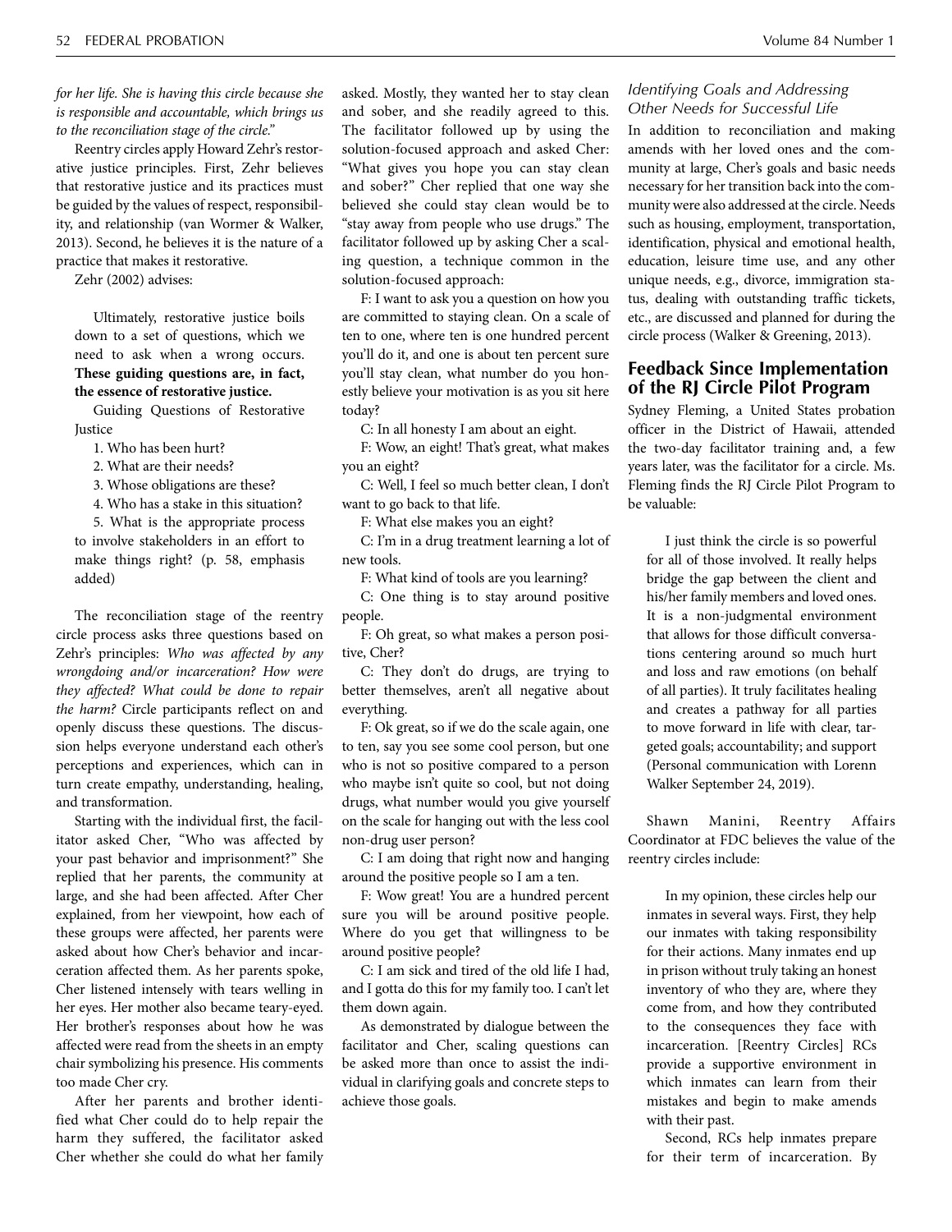*for her life. She is having this circle because she is responsible and accountable, which brings us to the reconciliation stage of the circle.*"

Reentry circles apply Howard Zehr's restorative justice principles. First, Zehr believes that restorative justice and its practices must be guided by the values of respect, responsibility, and relationship (van Wormer & Walker, 2013). Second, he believes it is the nature of a practice that makes it restorative.

Zehr (2002) advises:

> Ultimately, restorative justice boils down to a set of questions, which we need to ask when a wrong occurs. **These guiding questions are, in fact, the essence of restorative justice.**
>
> Guiding Questions of Restorative Justice
>
> 1. Who has been hurt?
> 2. What are their needs?
> 3. Whose obligations are these?
> 4. Who has a stake in this situation?
> 5. What is the appropriate process to involve stakeholders in an effort to make things right? (p. 58, emphasis added)

The reconciliation stage of the reentry circle process asks three questions based on Zehr's principles: *Who was affected by any wrongdoing and/or incarceration? How were they affected? What could be done to repair the harm?* Circle participants reflect on and openly discuss these questions. The discussion helps everyone understand each other's perceptions and experiences, which can in turn create empathy, understanding, healing, and transformation.

Starting with the individual first, the facilitator asked Cher, "Who was affected by your past behavior and imprisonment?" She replied that her parents, the community at large, and she had been affected. After Cher explained, from her viewpoint, how each of these groups were affected, her parents were asked about how Cher's behavior and incarceration affected them. As her parents spoke, Cher listened intensely with tears welling in her eyes. Her mother also became teary-eyed. Her brother's responses about how he was affected were read from the sheets in an empty chair symbolizing his presence. His comments too made Cher cry.

After her parents and brother identified what Cher could do to help repair the harm they suffered, the facilitator asked Cher whether she could do what her family asked. Mostly, they wanted her to stay clean and sober, and she readily agreed to this. The facilitator followed up by using the solution-focused approach and asked Cher: "What gives you hope you can stay clean and sober?" Cher replied that one way she believed she could stay clean would be to "stay away from people who use drugs." The facilitator followed up by asking Cher a scaling question, a technique common in the solution-focused approach:

F: I want to ask you a question on how you are committed to staying clean. On a scale of ten to one, where ten is one hundred percent you'll do it, and one is about ten percent sure you'll stay clean, what number do you honestly believe your motivation is as you sit here today?

C: In all honesty I am about an eight.

F: Wow, an eight! That's great, what makes you an eight?

C: Well, I feel so much better clean, I don't want to go back to that life.

F: What else makes you an eight?

C: I'm in a drug treatment learning a lot of new tools.

F: What kind of tools are you learning?

C: One thing is to stay around positive people.

F: Oh great, so what makes a person positive, Cher?

C: They don't do drugs, are trying to better themselves, aren't all negative about everything.

F: Ok great, so if we do the scale again, one to ten, say you see some cool person, but one who is not so positive compared to a person who maybe isn't quite so cool, but not doing drugs, what number would you give yourself on the scale for hanging out with the less cool non-drug user person?

C: I am doing that right now and hanging around the positive people so I am a ten.

F: Wow great! You are a hundred percent sure you will be around positive people. Where do you get that willingness to be around positive people?

C: I am sick and tired of the old life I had, and I gotta do this for my family too. I can't let them down again.

As demonstrated by dialogue between the facilitator and Cher, scaling questions can be asked more than once to assist the individual in clarifying goals and concrete steps to achieve those goals.

### *Identifying Goals and Addressing Other Needs for Successful Life*

In addition to reconciliation and making amends with her loved ones and the community at large, Cher's goals and basic needs necessary for her transition back into the community were also addressed at the circle. Needs such as housing, employment, transportation, identification, physical and emotional health, education, leisure time use, and any other unique needs, e.g., divorce, immigration status, dealing with outstanding traffic tickets, etc., are discussed and planned for during the circle process (Walker & Greening, 2013).

## Feedback Since Implementation of the RJ Circle Pilot Program

Sydney Fleming, a United States probation officer in the District of Hawaii, attended the two-day facilitator training and, a few years later, was the facilitator for a circle. Ms. Fleming finds the RJ Circle Pilot Program to be valuable:

> I just think the circle is so powerful for all of those involved. It really helps bridge the gap between the client and his/her family members and loved ones. It is a non-judgmental environment that allows for those difficult conversations centering around so much hurt and loss and raw emotions (on behalf of all parties). It truly facilitates healing and creates a pathway for all parties to move forward in life with clear, targeted goals; accountability; and support (Personal communication with Lorenn Walker September 24, 2019).

Shawn Manini, Reentry Affairs Coordinator at FDC believes the value of the reentry circles include:

> In my opinion, these circles help our inmates in several ways. First, they help our inmates with taking responsibility for their actions. Many inmates end up in prison without truly taking an honest inventory of who they are, where they come from, and how they contributed to the consequences they face with incarceration. [Reentry Circles] RCs provide a supportive environment in which inmates can learn from their mistakes and begin to make amends with their past.
>
> Second, RCs help inmates prepare for their term of incarceration. By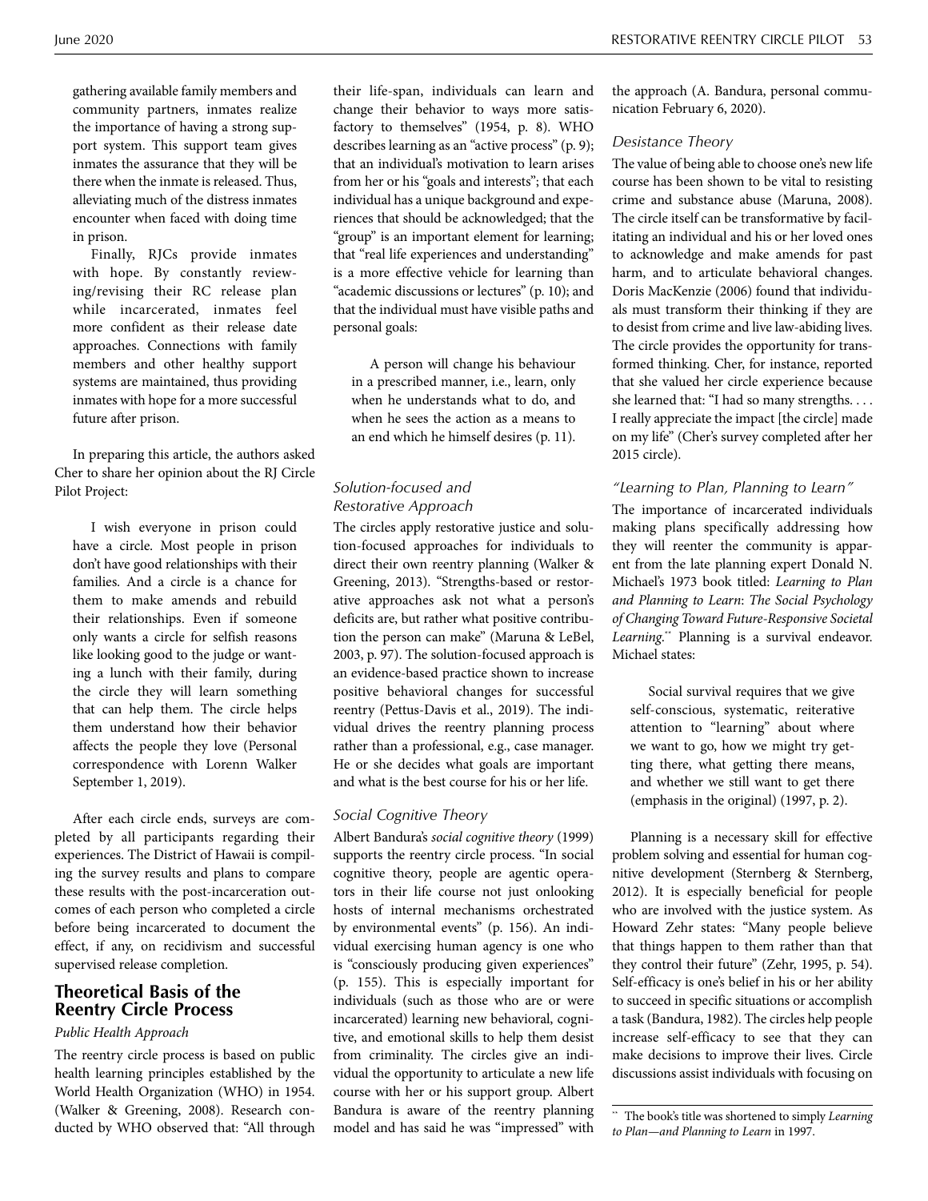gathering available family members and community partners, inmates realize the importance of having a strong support system. This support team gives inmates the assurance that they will be there when the inmate is released. Thus, alleviating much of the distress inmates encounter when faced with doing time in prison.

Finally, RJCs provide inmates with hope. By constantly reviewing/revising their RC release plan while incarcerated, inmates feel more confident as their release date approaches. Connections with family members and other healthy support systems are maintained, thus providing inmates with hope for a more successful future after prison.

In preparing this article, the authors asked Cher to share her opinion about the RJ Circle Pilot Project:

> I wish everyone in prison could have a circle. Most people in prison don't have good relationships with their families. And a circle is a chance for them to make amends and rebuild their relationships. Even if someone only wants a circle for selfish reasons like looking good to the judge or wanting a lunch with their family, during the circle they will learn something that can help them. The circle helps them understand how their behavior affects the people they love (Personal correspondence with Lorenn Walker September 1, 2019).

After each circle ends, surveys are completed by all participants regarding their experiences. The District of Hawaii is compiling the survey results and plans to compare these results with the post-incarceration outcomes of each person who completed a circle before being incarcerated to document the effect, if any, on recidivism and successful supervised release completion.

## Theoretical Basis of the Reentry Circle Process

### *Public Health Approach*

The reentry circle process is based on public health learning principles established by the World Health Organization (WHO) in 1954. (Walker & Greening, 2008). Research conducted by WHO observed that: "All through their life-span, individuals can learn and change their behavior to ways more satisfactory to themselves" (1954, p. 8). WHO describes learning as an "active process" (p. 9); that an individual's motivation to learn arises from her or his "goals and interests"; that each individual has a unique background and experiences that should be acknowledged; that the "group" is an important element for learning; that "real life experiences and understanding" is a more effective vehicle for learning than "academic discussions or lectures" (p. 10); and that the individual must have visible paths and personal goals:

> A person will change his behaviour in a prescribed manner, i.e., learn, only when he understands what to do, and when he sees the action as a means to an end which he himself desires (p. 11).

### *Solution-focused and Restorative Approach*

The circles apply restorative justice and solution-focused approaches for individuals to direct their own reentry planning (Walker & Greening, 2013). "Strengths-based or restorative approaches ask not what a person's deficits are, but rather what positive contribution the person can make" (Maruna & LeBel, 2003, p. 97). The solution-focused approach is an evidence-based practice shown to increase positive behavioral changes for successful reentry (Pettus-Davis et al., 2019). The individual drives the reentry planning process rather than a professional, e.g., case manager. He or she decides what goals are important and what is the best course for his or her life.

### *Social Cognitive Theory*

Albert Bandura's *social cognitive theory* (1999) supports the reentry circle process. "In social cognitive theory, people are agentic operators in their life course not just onlooking hosts of internal mechanisms orchestrated by environmental events" (p. 156). An individual exercising human agency is one who is "consciously producing given experiences" (p. 155). This is especially important for individuals (such as those who are or were incarcerated) learning new behavioral, cognitive, and emotional skills to help them desist from criminality. The circles give an individual the opportunity to articulate a new life course with her or his support group. Albert Bandura is aware of the reentry planning model and has said he was "impressed" with the approach (A. Bandura, personal communication February 6, 2020).

### *Desistance Theory*

The value of being able to choose one's new life course has been shown to be vital to resisting crime and substance abuse (Maruna, 2008). The circle itself can be transformative by facilitating an individual and his or her loved ones to acknowledge and make amends for past harm, and to articulate behavioral changes. Doris MacKenzie (2006) found that individuals must transform their thinking if they are to desist from crime and live law-abiding lives. The circle provides the opportunity for transformed thinking. Cher, for instance, reported that she valued her circle experience because she learned that: "I had so many strengths. . . . I really appreciate the impact [the circle] made on my life" (Cher's survey completed after her 2015 circle).

### *"Learning to Plan, Planning to Learn"*

The importance of incarcerated individuals making plans specifically addressing how they will reenter the community is apparent from the late planning expert Donald N. Michael's 1973 book titled: *Learning to Plan and Planning to Learn*: *The Social Psychology of Changing Toward Future-Responsive Societal Learning*.** Planning is a survival endeavor. Michael states:

> Social survival requires that we give self-conscious, systematic, reiterative attention to "learning" about where we want to go, how we might try getting there, what getting there means, and whether we still want to get there (emphasis in the original) (1997, p. 2).

Planning is a necessary skill for effective problem solving and essential for human cognitive development (Sternberg & Sternberg, 2012). It is especially beneficial for people who are involved with the justice system. As Howard Zehr states: "Many people believe that things happen to them rather than that they control their future" (Zehr, 1995, p. 54). Self-efficacy is one's belief in his or her ability to succeed in specific situations or accomplish a task (Bandura, 1982). The circles help people increase self-efficacy to see that they can make decisions to improve their lives. Circle discussions assist individuals with focusing on

** The book's title was shortened to simply *Learning to Plan—and Planning to Learn* in 1997.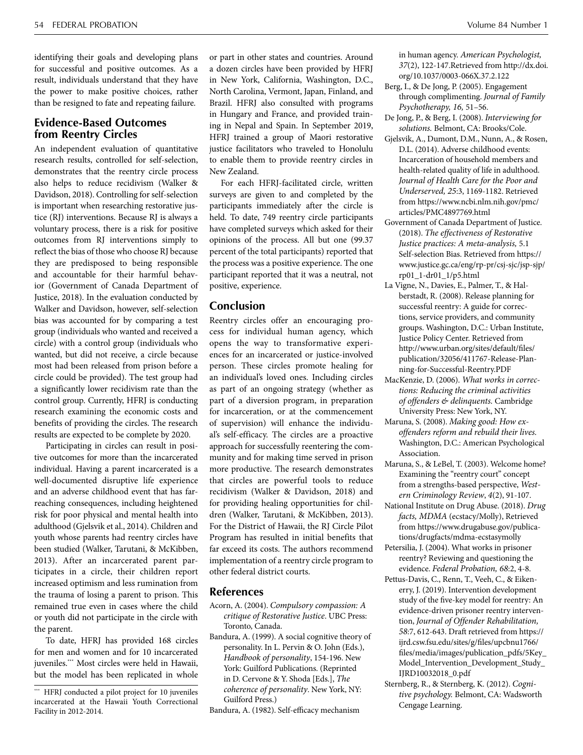identifying their goals and developing plans for successful and positive outcomes. As a result, individuals understand that they have the power to make positive choices, rather than be resigned to fate and repeating failure.

## Evidence-Based Outcomes from Reentry Circles

An independent evaluation of quantitative research results, controlled for self-selection, demonstrates that the reentry circle process also helps to reduce recidivism (Walker & Davidson, 2018). Controlling for self-selection is important when researching restorative justice (RJ) interventions. Because RJ is always a voluntary process, there is a risk for positive outcomes from RJ interventions simply to reflect the bias of those who choose RJ because they are predisposed to being responsible and accountable for their harmful behavior (Government of Canada Department of Justice, 2018). In the evaluation conducted by Walker and Davidson, however, self-selection bias was accounted for by comparing a test group (individuals who wanted and received a circle) with a control group (individuals who wanted, but did not receive, a circle because most had been released from prison before a circle could be provided). The test group had a significantly lower recidivism rate than the control group. Currently, HFRJ is conducting research examining the economic costs and benefits of providing the circles. The research results are expected to be complete by 2020.

Participating in circles can result in positive outcomes for more than the incarcerated individual. Having a parent incarcerated is a well-documented disruptive life experience and an adverse childhood event that has far-reaching consequences, including heightened risk for poor physical and mental health into adulthood (Gjelsvik et al., 2014). Children and youth whose parents had reentry circles have been studied (Walker, Tarutani, & McKibben, 2013). After an incarcerated parent participates in a circle, their children report increased optimism and less rumination from the trauma of losing a parent to prison. This remained true even in cases where the child or youth did not participate in the circle with the parent.

To date, HFRJ has provided 168 circles for men and women and for 10 incarcerated juveniles.[***] Most circles were held in Hawaii, but the model has been replicated in whole or part in other states and countries. Around a dozen circles have been provided by HFRJ in New York, California, Washington, D.C., North Carolina, Vermont, Japan, Finland, and Brazil. HFRJ also consulted with programs in Hungary and France, and provided training in Nepal and Spain. In September 2019, HFRJ trained a group of Maori restorative justice facilitators who traveled to Honolulu to enable them to provide reentry circles in New Zealand.

For each HFRJ-facilitated circle, written surveys are given to and completed by the participants immediately after the circle is held. To date, 749 reentry circle participants have completed surveys which asked for their opinions of the process. All but one (99.37 percent of the total participants) reported that the process was a positive experience. The one participant reported that it was a neutral, not positive, experience.

[***] HFRJ conducted a pilot project for 10 juveniles incarcerated at the Hawaii Youth Correctional Facility in 2012-2014.

## Conclusion

Reentry circles offer an encouraging process for individual human agency, which opens the way to transformative experiences for an incarcerated or justice-involved person. These circles promote healing for an individual's loved ones. Including circles as part of an ongoing strategy (whether as part of a diversion program, in preparation for incarceration, or at the commencement of supervision) will enhance the individual's self-efficacy. The circles are a proactive approach for successfully reentering the community and for making time served in prison more productive. The research demonstrates that circles are powerful tools to reduce recidivism (Walker & Davidson, 2018) and for providing healing opportunities for children (Walker, Tarutani, & McKibben, 2013). For the District of Hawaii, the RJ Circle Pilot Program has resulted in initial benefits that far exceed its costs. The authors recommend implementation of a reentry circle program to other federal district courts.

## References

Acorn, A. (2004). *Compulsory compassion: A critique of Restorative Justice*. UBC Press: Toronto, Canada.

Bandura, A. (1999). A social cognitive theory of personality. In L. Pervin & O. John (Eds.), *Handbook of personality*, 154-196. New York: Guilford Publications. (Reprinted in D. Cervone & Y. Shoda [Eds.], *The coherence of personality*. New York, NY: Guilford Press.)

Bandura, A. (1982). Self-efficacy mechanism in human agency. *American Psychologist, 37*(2), 122-147.Retrieved from http://dx.doi.org/10.1037/0003-066X.37.2.122

Berg, I., & De Jong, P. (2005). Engagement through complimenting. *Journal of Family Psychotherapy, 16,* 51–56.

De Jong, P., & Berg, I. (2008). *Interviewing for solutions.* Belmont, CA: Brooks/Cole.

Gjelsvik, A., Dumont, D.M., Nunn, A., & Rosen, D.L. (2014). Adverse childhood events: Incarceration of household members and health-related quality of life in adulthood. *Journal of Health Care for the Poor and Underserved, 25*:3, 1169-1182. Retrieved from https://www.ncbi.nlm.nih.gov/pmc/articles/PMC4897769.html

Government of Canada Department of Justice. (2018). *The effectiveness of Restorative Justice practices: A meta-analysis,* 5.1 Self-selection Bias. Retrieved from https://www.justice.gc.ca/eng/rp-pr/csj-sjc/jsp-sjp/rp01_1-dr01_1/p5.html

La Vigne, N., Davies, E., Palmer, T., & Halberstadt, R. (2008). Release planning for successful reentry: A guide for corrections, service providers, and community groups. Washington, D.C.: Urban Institute, Justice Policy Center. Retrieved from http://www.urban.org/sites/default/files/publication/32056/411767-Release-Planning-for-Successful-Reentry.PDF

MacKenzie, D. (2006). *What works in corrections: Reducing the criminal activities of offenders & delinquents.* Cambridge University Press: New York, NY.

Maruna, S. (2008). *Making good: How ex-offenders reform and rebuild their lives.* Washington, D.C.: American Psychological Association.

Maruna, S., & LeBel, T. (2003). Welcome home? Examining the "reentry court" concept from a strengths-based perspective, *Western Criminology Review*, *4*(2), 91-107.

National Institute on Drug Abuse. (2018). *Drug facts, MDMA* (ecstacy/Molly), Retrieved from https://www.drugabuse.gov/publications/drugfacts/mdma-ecstasymolly

Petersilia, J. (2004). What works in prisoner reentry? Reviewing and questioning the evidence. *Federal Probation, 68*:2, 4-8.

Pettus-Davis, C., Renn, T., Veeh, C., & Eikenerry, J. (2019). Intervention development study of the five-key model for reentry: An evidence-driven prisoner reentry intervention, *Journal of Offender Rehabilitation, 58*:7, 612-643. Draft retrieved from https://ijrd.csw.fsu.edu/sites/g/files/upcbnu1766/files/media/images/publication_pdfs/5Key_Model_Intervention_Development_Study_IJRD10032018_0.pdf

Sternberg, R., & Sternberg, K. (2012). *Cognitive psychology.* Belmont, CA: Wadsworth Cengage Learning.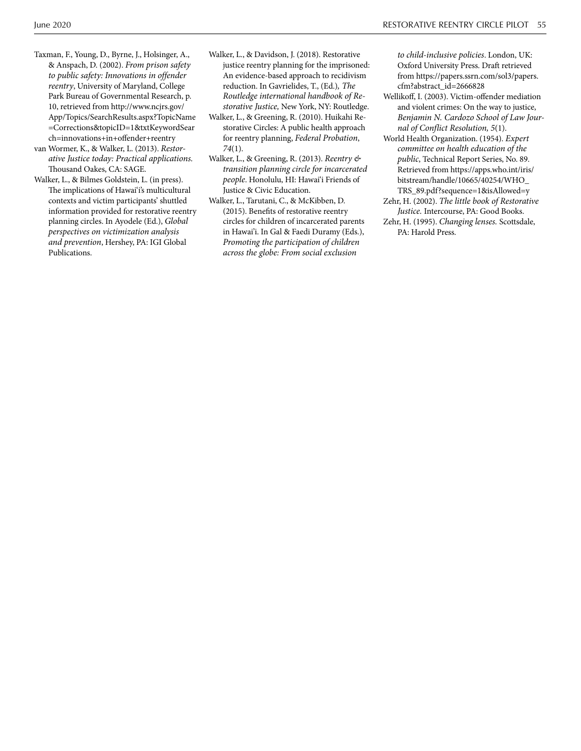Taxman, F., Young, D., Byrne, J., Holsinger, A., & Anspach, D. (2002). *From prison safety to public safety: Innovations in offender reentry*, University of Maryland, College Park Bureau of Governmental Research, p. 10, retrieved from http://www.ncjrs.gov/App/Topics/SearchResults.aspx?TopicName=Corrections&topicID=1&txtKeywordSearch=innovations+in+offender+reentry

van Wormer, K., & Walker, L. (2013). *Restorative Justice today: Practical applications.* Thousand Oakes, CA: SAGE.

Walker, L., & Bilmes Goldstein, L. (in press). The implications of Hawai'i's multicultural contexts and victim participants' shuttled information provided for restorative reentry planning circles. In Ayodele (Ed.), *Global perspectives on victimization analysis and prevention*, Hershey, PA: IGI Global Publications.

Walker, L., & Davidson, J. (2018). Restorative justice reentry planning for the imprisoned: An evidence-based approach to recidivism reduction. In Gavrielides, T., (Ed.)*, The Routledge international handbook of Restorative Justice,* New York, NY: Routledge.

Walker, L., & Greening, R. (2010). Huikahi Restorative Circles: A public health approach for reentry planning, *Federal Probation*, *74*(1).

Walker, L., & Greening, R. (2013). *Reentry & transition planning circle for incarcerated people*. Honolulu, HI: Hawai'i Friends of Justice & Civic Education.

Walker, L., Tarutani, C., & McKibben, D. (2015). Benefits of restorative reentry circles for children of incarcerated parents in Hawai'i. In Gal & Faedi Duramy (Eds.), *Promoting the participation of children across the globe: From social exclusion to child-inclusive policies*. London, UK: Oxford University Press. Draft retrieved from https://papers.ssrn.com/sol3/papers.cfm?abstract_id=2666828

Wellikoff, I. (2003). Victim-offender mediation and violent crimes: On the way to justice, *Benjamin N. Cardozo School of Law Journal of Conflict Resolution, 5*(1).

World Health Organization. (1954). *Expert committee on health education of the public*, Technical Report Series, No. 89. Retrieved from https://apps.who.int/iris/bitstream/handle/10665/40254/WHO_TRS_89.pdf?sequence=1&isAllowed=y

Zehr, H. (2002). *The little book of Restorative Justice.* Intercourse, PA: Good Books.

Zehr, H. (1995). *Changing lenses.* Scottsdale, PA: Harold Press.